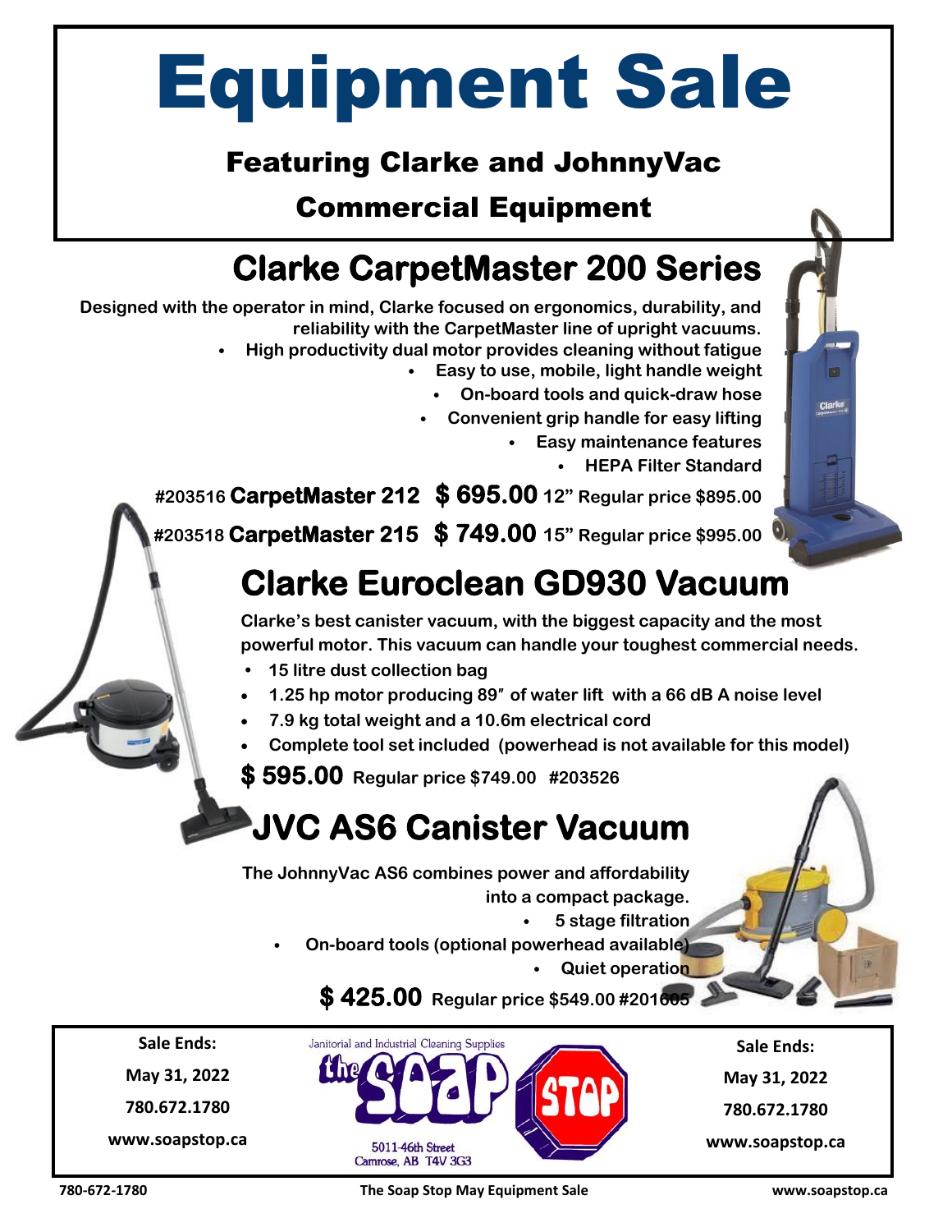# Equipment Sale

### Featuring Clarke and JohnnyVac

### Commercial Equipment

## Clarke CarpetMaster 200 Series

**Designed with the operator in mind, Clarke focused on ergonomics, durability, and reliability with the CarpetMaster line of upright vacuums.**

- **High productivity dual motor provides cleaning without fatigue**
- **Easy to use, mobile, light handle weight**
- **On-board tools and quick-draw hose**
- **Convenient grip handle for easy lifting**
- **Easy maintenance features**
- **HEPA Filter Standard**

**#203516 CarpetMaster 212 $ 695.00 12” Regular price $895.00**

**#203518 CarpetMaster 215 $ 749.00 15” Regular price $995.00**

## Clarke Euroclean GD930 Vacuum

**Clarke’s best canister vacuum, with the biggest capacity and the most powerful motor. This vacuum can handle your toughest commercial needs.**

- **15 litre dust collection bag**
- **1.25 hp motor producing 89″ of water lift with a 66 dB A noise level**
- **7.9 kg total weight and a 10.6m electrical cord**
- **Complete tool set included (powerhead is not available for this model)**

**$ 595.00 Regular price $749.00 #203526**

## JVC AS6 Canister Vacuum

**The JohnnyVac AS6 combines power and affordability into a compact package.**

- **5 stage filtration**
- **On-board tools (optional powerhead available)**
- **Quiet operation**

**$ 425.00 Regular price $549.00 #201605**

---

**Sale Ends:**
**May 31, 2022**
**780.672.1780**
**www.soapstop.ca**

Janitorial and Industrial Cleaning Supplies
the Soap Stop
5011-46th Street
Camrose, AB T4V 3G3

**Sale Ends:**
**May 31, 2022**
**780.672.1780**
**www.soapstop.ca**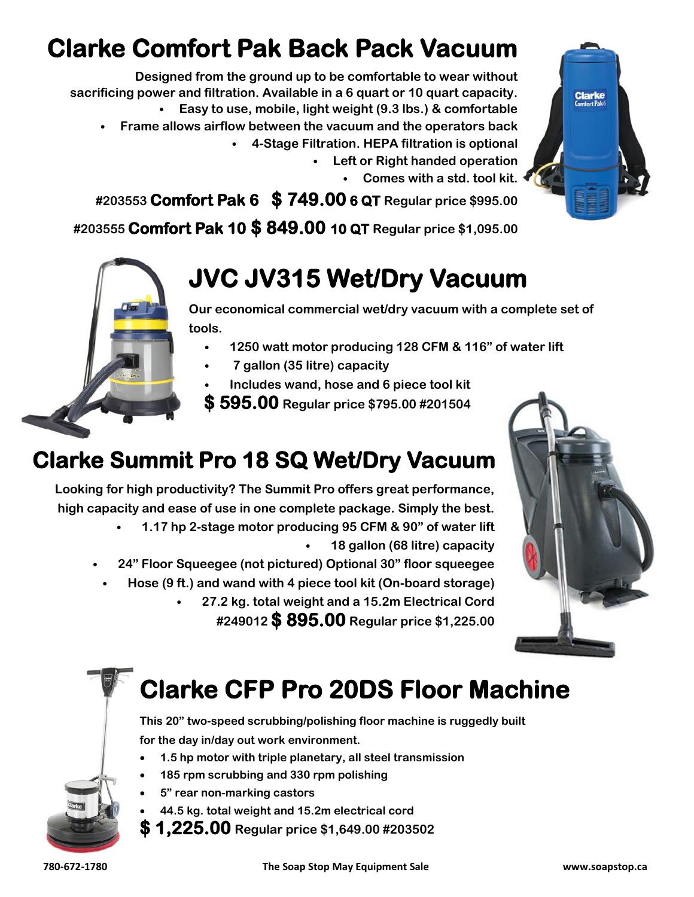# Clarke Comfort Pak Back Pack Vacuum

**Designed from the ground up to be comfortable to wear without sacrificing power and filtration. Available in a 6 quart or 10 quart capacity.**

- **Easy to use, mobile, light weight (9.3 lbs.) & comfortable**
- **Frame allows airflow between the vacuum and the operators back**
- **4-Stage Filtration. HEPA filtration is optional**
- **Left or Right handed operation**
- **Comes with a std. tool kit.**

**#203553 Comfort Pak 6 $ 749.00 6 QT Regular price $995.00**

**#203555 Comfort Pak 10 $ 849.00 10 QT Regular price $1,095.00**

# JVC JV315 Wet/Dry Vacuum

**Our economical commercial wet/dry vacuum with a complete set of tools.**

- **1250 watt motor producing 128 CFM & 116" of water lift**
- **7 gallon (35 litre) capacity**
- **Includes wand, hose and 6 piece tool kit**

**$ 595.00 Regular price $795.00 #201504**

# Clarke Summit Pro 18 SQ Wet/Dry Vacuum

**Looking for high productivity? The Summit Pro offers great performance, high capacity and ease of use in one complete package. Simply the best.**

- **1.17 hp 2-stage motor producing 95 CFM & 90" of water lift**
- **18 gallon (68 litre) capacity**
- **24" Floor Squeegee (not pictured) Optional 30" floor squeegee**
- **Hose (9 ft.) and wand with 4 piece tool kit (On-board storage)**
- **27.2 kg. total weight and a 15.2m Electrical Cord**

**#249012 $ 895.00 Regular price $1,225.00**

# Clarke CFP Pro 20DS Floor Machine

**This 20" two-speed scrubbing/polishing floor machine is ruggedly built for the day in/day out work environment.**

- **1.5 hp motor with triple planetary, all steel transmission**
- **185 rpm scrubbing and 330 rpm polishing**
- **5" rear non-marking castors**
- **44.5 kg. total weight and 15.2m electrical cord**

**$ 1,225.00 Regular price $1,649.00 #203502**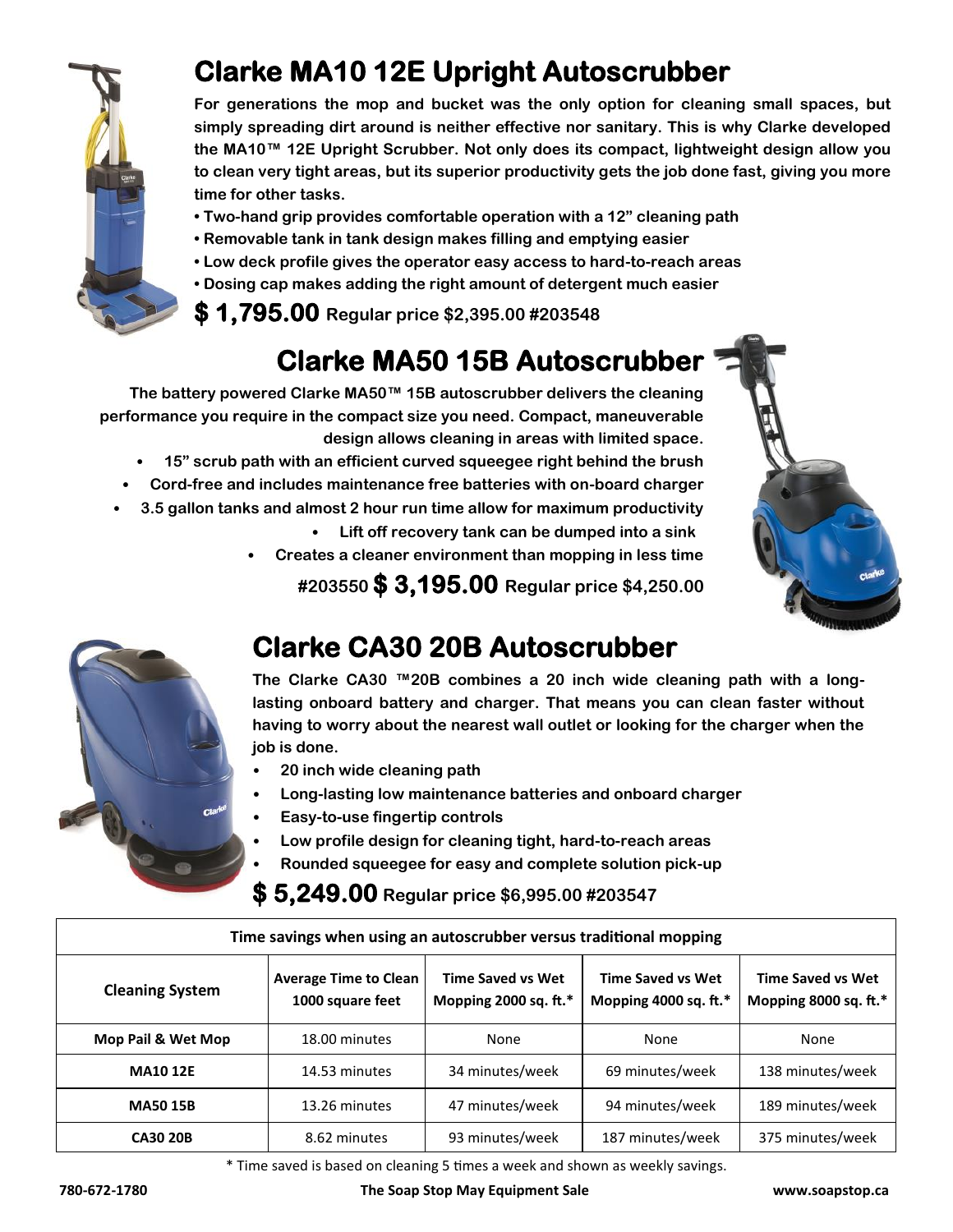## Clarke MA10 12E Upright Autoscrubber

**For generations the mop and bucket was the only option for cleaning small spaces, but simply spreading dirt around is neither effective nor sanitary. This is why Clarke developed the MA10™ 12E Upright Scrubber. Not only does its compact, lightweight design allow you to clean very tight areas, but its superior productivity gets the job done fast, giving you more time for other tasks.**

- **Two-hand grip provides comfortable operation with a 12" cleaning path**
- **Removable tank in tank design makes filling and emptying easier**
- **Low deck profile gives the operator easy access to hard-to-reach areas**
- **Dosing cap makes adding the right amount of detergent much easier**

**$ 1,795.00** **Regular price $2,395.00 #203548**

## Clarke MA50 15B Autoscrubber

**The battery powered Clarke MA50™ 15B autoscrubber delivers the cleaning performance you require in the compact size you need. Compact, maneuverable design allows cleaning in areas with limited space.**

- **15" scrub path with an efficient curved squeegee right behind the brush**
- **Cord-free and includes maintenance free batteries with on-board charger**
- **3.5 gallon tanks and almost 2 hour run time allow for maximum productivity**
- **Lift off recovery tank can be dumped into a sink**
- **Creates a cleaner environment than mopping in less time**

**#203550** **$ 3,195.00** **Regular price $4,250.00**

## Clarke CA30 20B Autoscrubber

**The Clarke CA30 ™20B combines a 20 inch wide cleaning path with a long-lasting onboard battery and charger. That means you can clean faster without having to worry about the nearest wall outlet or looking for the charger when the job is done.**

- **20 inch wide cleaning path**
- **Long-lasting low maintenance batteries and onboard charger**
- **Easy-to-use fingertip controls**
- **Low profile design for cleaning tight, hard-to-reach areas**
- **Rounded squeegee for easy and complete solution pick-up**

**$ 5,249.00** **Regular price $6,995.00 #203547**

| Time savings when using an autoscrubber versus traditional mopping | | | | |
|---|---|---|---|---|
| **Cleaning System** | **Average Time to Clean 1000 square feet** | **Time Saved vs Wet Mopping 2000 sq. ft.*** | **Time Saved vs Wet Mopping 4000 sq. ft.*** | **Time Saved vs Wet Mopping 8000 sq. ft.*** |
| **Mop Pail & Wet Mop** | 18.00 minutes | None | None | None |
| **MA10 12E** | 14.53 minutes | 34 minutes/week | 69 minutes/week | 138 minutes/week |
| **MA50 15B** | 13.26 minutes | 47 minutes/week | 94 minutes/week | 189 minutes/week |
| **CA30 20B** | 8.62 minutes | 93 minutes/week | 187 minutes/week | 375 minutes/week |

\* Time saved is based on cleaning 5 times a week and shown as weekly savings.

**780-672-1780** **The Soap Stop May Equipment Sale** **www.soapstop.ca**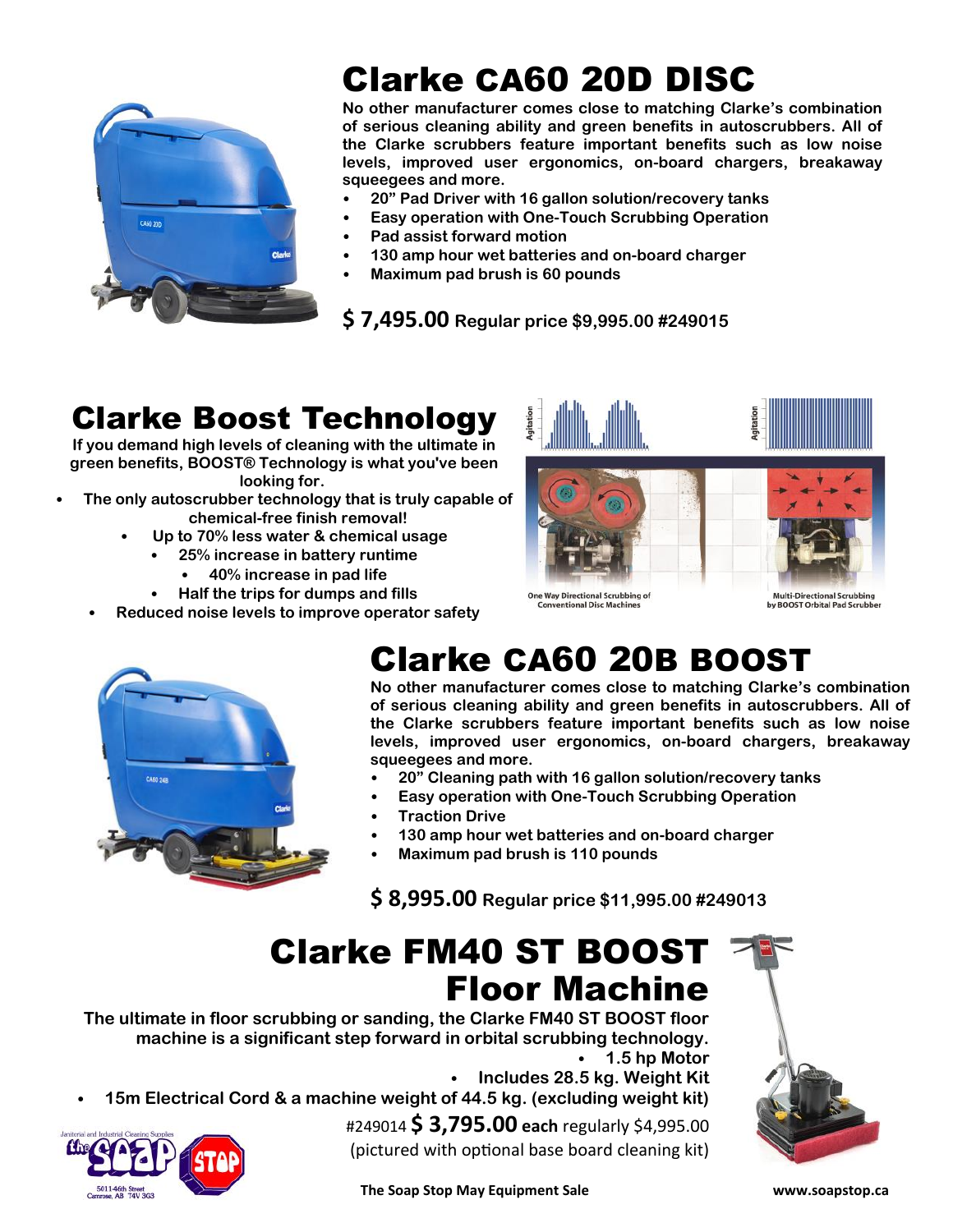# Clarke CA60 20D DISC

**No other manufacturer comes close to matching Clarke's combination of serious cleaning ability and green benefits in autoscrubbers. All of the Clarke scrubbers feature important benefits such as low noise levels, improved user ergonomics, on-board chargers, breakaway squeegees and more.**

- **20" Pad Driver with 16 gallon solution/recovery tanks**
- **Easy operation with One-Touch Scrubbing Operation**
- **Pad assist forward motion**
- **130 amp hour wet batteries and on-board charger**
- **Maximum pad brush is 60 pounds**

**$ 7,495.00 Regular price $9,995.00 #249015**

# Clarke Boost Technology

**If you demand high levels of cleaning with the ultimate in green benefits, BOOST® Technology is what you've been looking for.**

- **The only autoscrubber technology that is truly capable of chemical-free finish removal!**
  - **Up to 70% less water & chemical usage**
    - **25% increase in battery runtime**
      - **40% increase in pad life**
    - **Half the trips for dumps and fills**
- **Reduced noise levels to improve operator safety**

Agitation

Agitation

One Way Directional Scrubbing of Conventional Disc Machines

Multi-Directional Scrubbing by BOOST Orbital Pad Scrubber

# Clarke CA60 20B BOOST

**No other manufacturer comes close to matching Clarke's combination of serious cleaning ability and green benefits in autoscrubbers. All of the Clarke scrubbers feature important benefits such as low noise levels, improved user ergonomics, on-board chargers, breakaway squeegees and more.**

- **20" Cleaning path with 16 gallon solution/recovery tanks**
- **Easy operation with One-Touch Scrubbing Operation**
- **Traction Drive**
- **130 amp hour wet batteries and on-board charger**
- **Maximum pad brush is 110 pounds**

**$ 8,995.00 Regular price $11,995.00 #249013**

# Clarke FM40 ST BOOST Floor Machine

**The ultimate in floor scrubbing or sanding, the Clarke FM40 ST BOOST floor machine is a significant step forward in orbital scrubbing technology.**

- **1.5 hp Motor**
- **Includes 28.5 kg. Weight Kit**
- **15m Electrical Cord & a machine weight of 44.5 kg. (excluding weight kit)**

#249014 **$ 3,795.00 each** regularly $4,995.00

(pictured with optional base board cleaning kit)

Janitorial and Industrial Cleaning Supplies
The Soap Stop
5011-46th Street
Camrose, AB T4V 3G3

The Soap Stop May Equipment Sale

www.soapstop.ca